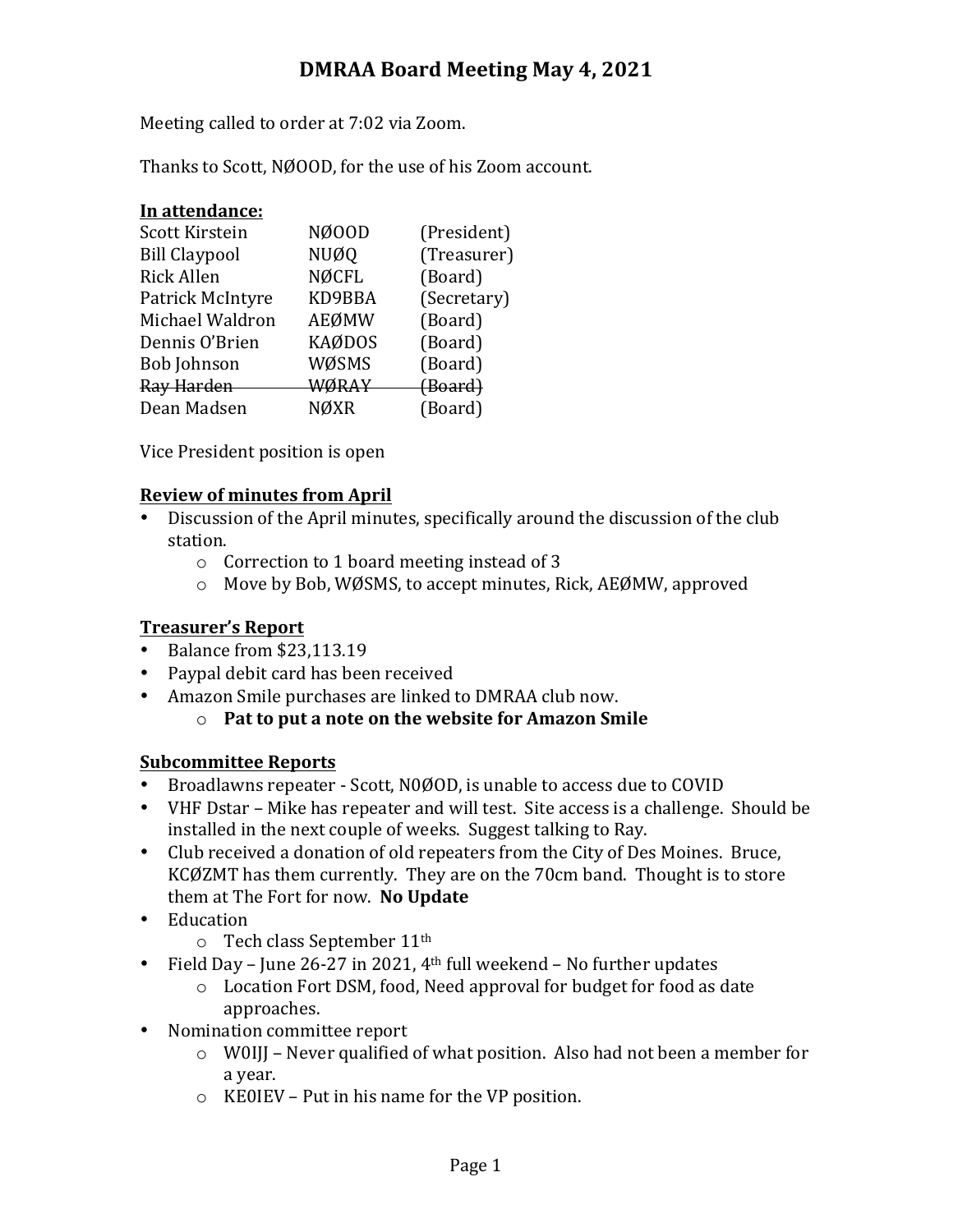# DMRAA Board Meeting May 4, 2021

Meeting called to order at 7:02 via Zoom.

Thanks to Scott, NØOOD, for the use of his Zoom account.

**In attendance:**

| | | |
|---|---|---|
| Scott Kirstein | NØOOD | (President) |
| Bill Claypool | NUØQ | (Treasurer) |
| Rick Allen | NØCFL | (Board) |
| Patrick McIntyre | KD9BBA | (Secretary) |
| Michael Waldron | AEØMW | (Board) |
| Dennis O'Brien | KAØDOS | (Board) |
| Bob Johnson | WØSMS | (Board) |
| ~~Ray Harden~~ | ~~WØRAY~~ | ~~(Board)~~ |
| Dean Madsen | NØXR | (Board) |

Vice President position is open

**Review of minutes from April**

- Discussion of the April minutes, specifically around the discussion of the club station.
    - Correction to 1 board meeting instead of 3
    - Move by Bob, WØSMS, to accept minutes, Rick, AEØMW, approved

**Treasurer's Report**

- Balance from $23,113.19
- Paypal debit card has been received
- Amazon Smile purchases are linked to DMRAA club now.
    - **Pat to put a note on the website for Amazon Smile**

**Subcommittee Reports**

- Broadlawns repeater - Scott, N0ØOD, is unable to access due to COVID
- VHF Dstar – Mike has repeater and will test. Site access is a challenge. Should be installed in the next couple of weeks. Suggest talking to Ray.
- Club received a donation of old repeaters from the City of Des Moines. Bruce, KCØZMT has them currently. They are on the 70cm band. Thought is to store them at The Fort for now. **No Update**
- Education
    - Tech class September 11th
- Field Day – June 26-27 in 2021, 4th full weekend – No further updates
    - Location Fort DSM, food, Need approval for budget for food as date approaches.
- Nomination committee report
    - W0IJJ – Never qualified of what position. Also had not been a member for a year.
    - KE0IEV – Put in his name for the VP position.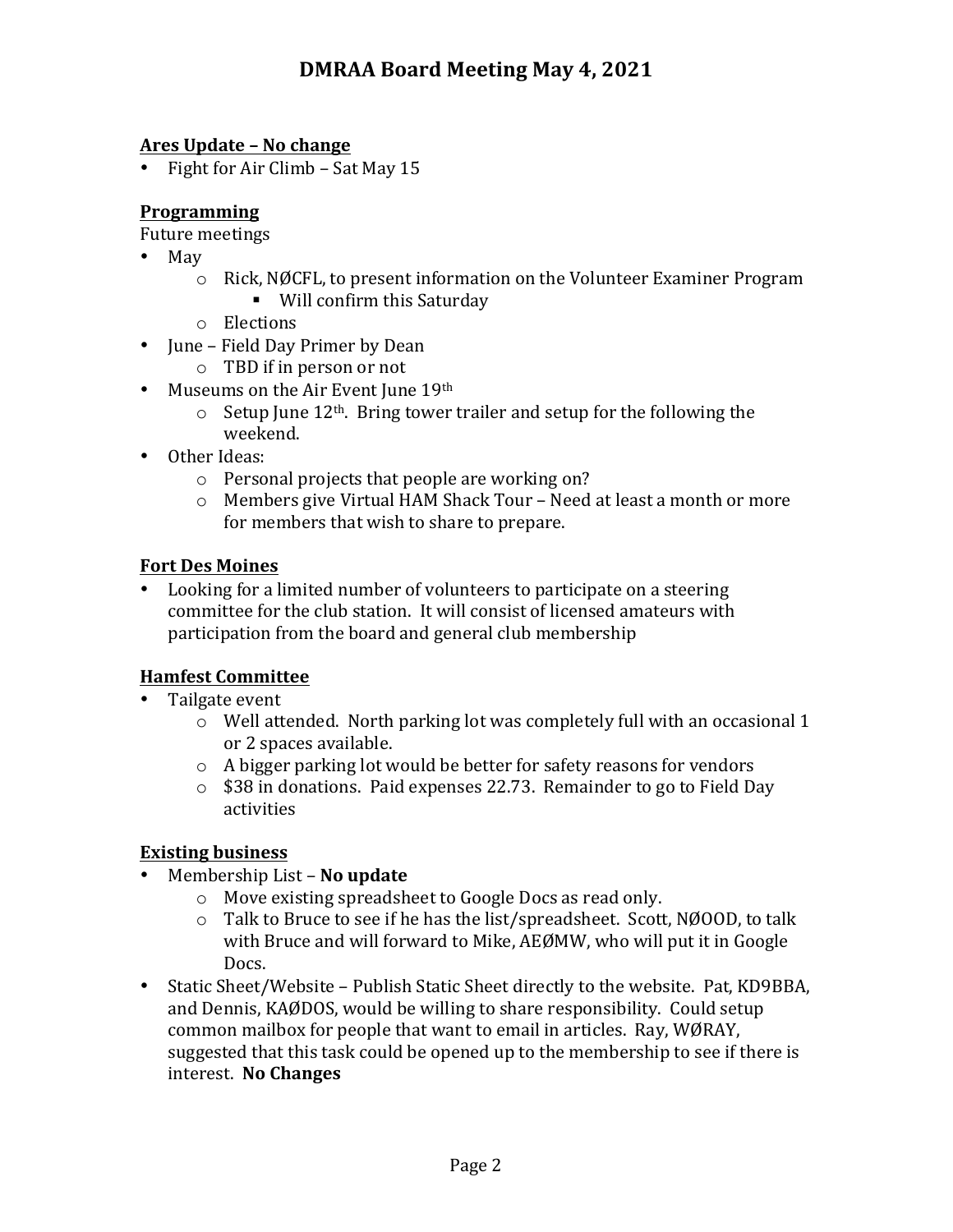# DMRAA Board Meeting May 4, 2021

**Ares Update – No change**

- Fight for Air Climb – Sat May 15

**Programming**

Future meetings

- May
    - Rick, NØCFL, to present information on the Volunteer Examiner Program
        - Will confirm this Saturday
    - Elections
- June – Field Day Primer by Dean
    - TBD if in person or not
- Museums on the Air Event June 19th
    - Setup June 12th. Bring tower trailer and setup for the following the weekend.
- Other Ideas:
    - Personal projects that people are working on?
    - Members give Virtual HAM Shack Tour – Need at least a month or more for members that wish to share to prepare.

**Fort Des Moines**

- Looking for a limited number of volunteers to participate on a steering committee for the club station. It will consist of licensed amateurs with participation from the board and general club membership

**Hamfest Committee**

- Tailgate event
    - Well attended. North parking lot was completely full with an occasional 1 or 2 spaces available.
    - A bigger parking lot would be better for safety reasons for vendors
    - $38 in donations. Paid expenses 22.73. Remainder to go to Field Day activities

**Existing business**

- Membership List – **No update**
    - Move existing spreadsheet to Google Docs as read only.
    - Talk to Bruce to see if he has the list/spreadsheet. Scott, NØOOD, to talk with Bruce and will forward to Mike, AEØMW, who will put it in Google Docs.
- Static Sheet/Website – Publish Static Sheet directly to the website. Pat, KD9BBA, and Dennis, KAØDOS, would be willing to share responsibility. Could setup common mailbox for people that want to email in articles. Ray, WØRAY, suggested that this task could be opened up to the membership to see if there is interest. **No Changes**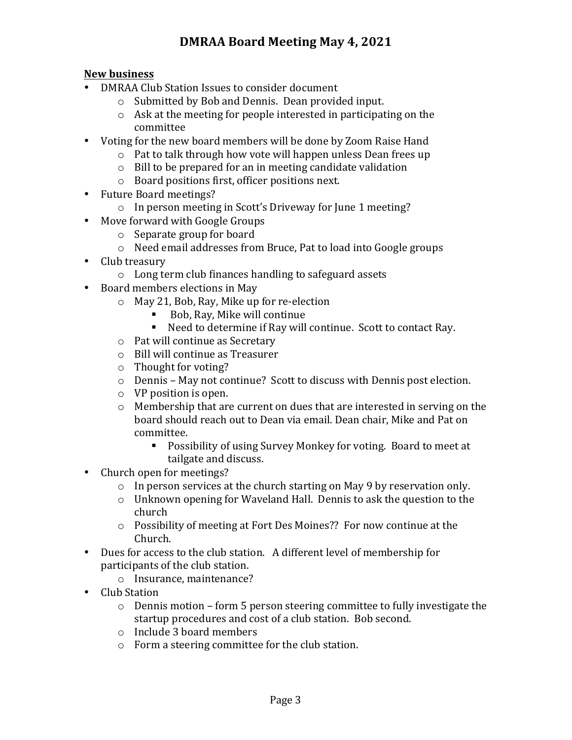# DMRAA Board Meeting May 4, 2021

**New business**

- DMRAA Club Station Issues to consider document
  - Submitted by Bob and Dennis. Dean provided input.
  - Ask at the meeting for people interested in participating on the committee
- Voting for the new board members will be done by Zoom Raise Hand
  - Pat to talk through how vote will happen unless Dean frees up
  - Bill to be prepared for an in meeting candidate validation
  - Board positions first, officer positions next.
- Future Board meetings?
  - In person meeting in Scott's Driveway for June 1 meeting?
- Move forward with Google Groups
  - Separate group for board
  - Need email addresses from Bruce, Pat to load into Google groups
- Club treasury
  - Long term club finances handling to safeguard assets
- Board members elections in May
  - May 21, Bob, Ray, Mike up for re-election
    - Bob, Ray, Mike will continue
    - Need to determine if Ray will continue. Scott to contact Ray.
  - Pat will continue as Secretary
  - Bill will continue as Treasurer
  - Thought for voting?
  - Dennis – May not continue? Scott to discuss with Dennis post election.
  - VP position is open.
  - Membership that are current on dues that are interested in serving on the board should reach out to Dean via email. Dean chair, Mike and Pat on committee.
    - Possibility of using Survey Monkey for voting. Board to meet at tailgate and discuss.
- Church open for meetings?
  - In person services at the church starting on May 9 by reservation only.
  - Unknown opening for Waveland Hall. Dennis to ask the question to the church
  - Possibility of meeting at Fort Des Moines?? For now continue at the Church.
- Dues for access to the club station. A different level of membership for participants of the club station.
  - Insurance, maintenance?
- Club Station
  - Dennis motion – form 5 person steering committee to fully investigate the startup procedures and cost of a club station. Bob second.
  - Include 3 board members
  - Form a steering committee for the club station.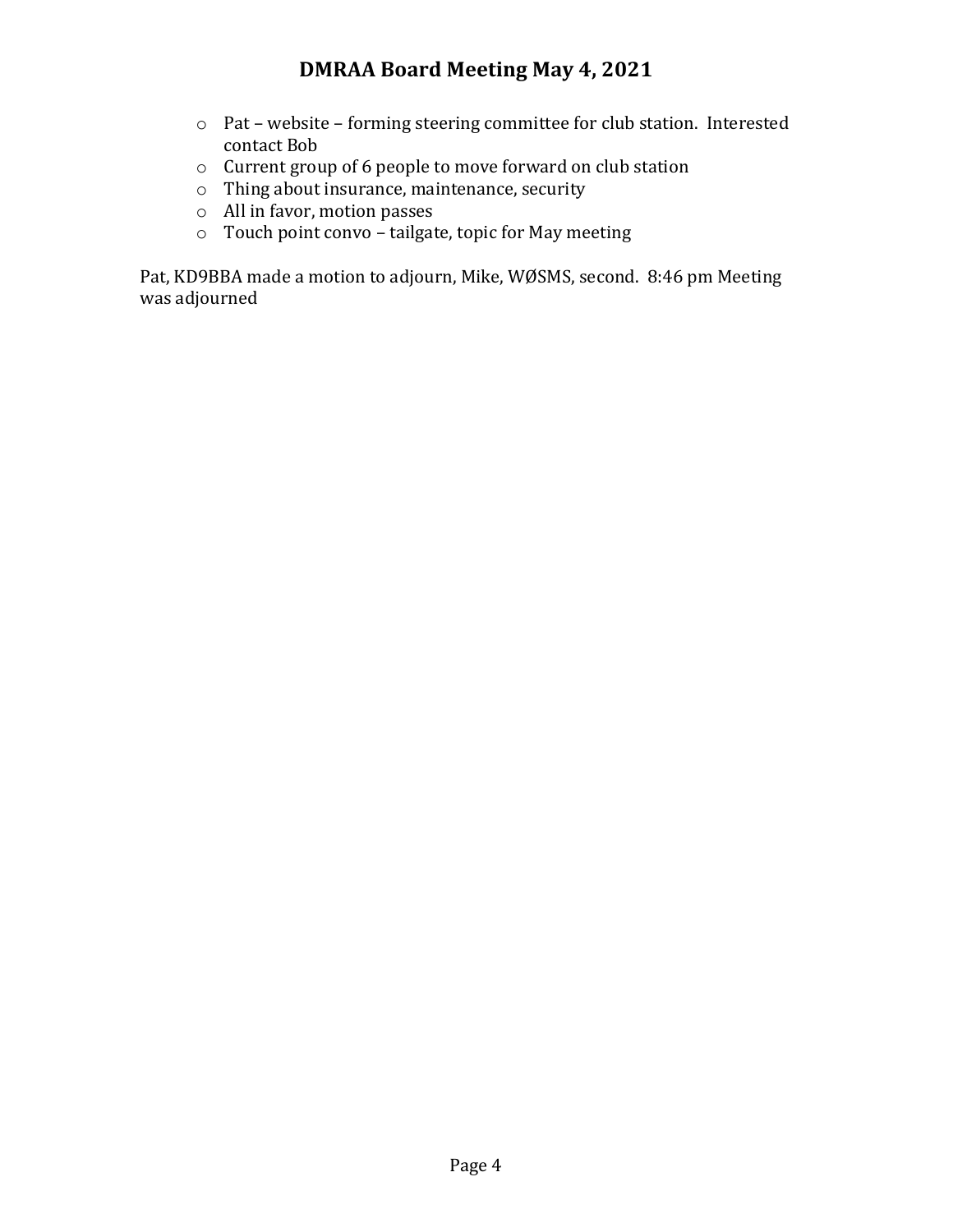- Pat – website – forming steering committee for club station. Interested contact Bob
- Current group of 6 people to move forward on club station
- Thing about insurance, maintenance, security
- All in favor, motion passes
- Touch point convo – tailgate, topic for May meeting

Pat, KD9BBA made a motion to adjourn, Mike, WØSMS, second. 8:46 pm Meeting was adjourned